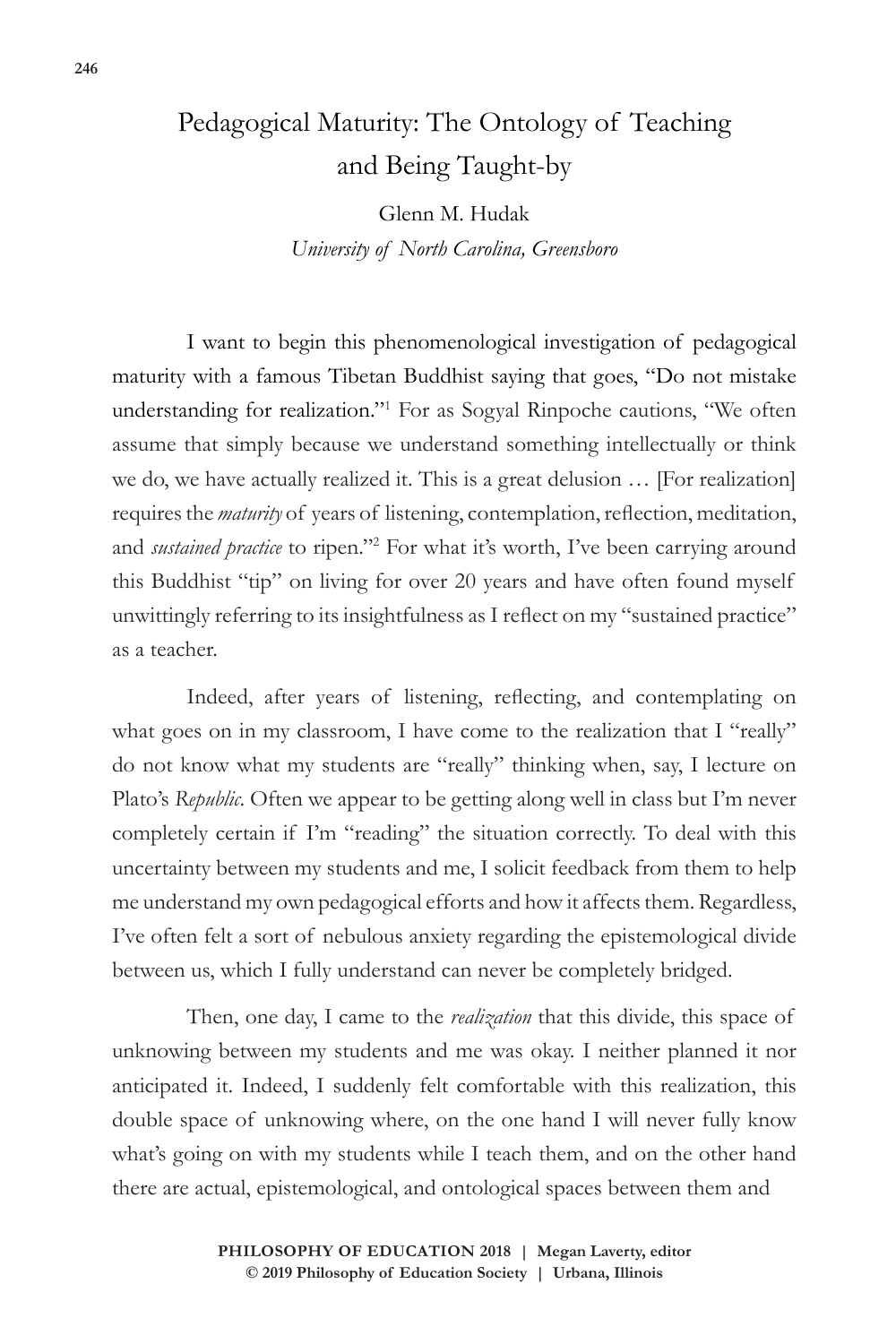# Pedagogical Maturity: The Ontology of Teaching and Being Taught-by

Glenn M. Hudak

*University of North Carolina, Greensboro*

I want to begin this phenomenological investigation of pedagogical maturity with a famous Tibetan Buddhist saying that goes, "Do not mistake understanding for realization."[1] For as Sogyal Rinpoche cautions, "We often assume that simply because we understand something intellectually or think we do, we have actually realized it. This is a great delusion … [For realization] requires the *maturity* of years of listening, contemplation, reflection, meditation, and *sustained practice* to ripen."[2] For what it's worth, I've been carrying around this Buddhist "tip" on living for over 20 years and have often found myself unwittingly referring to its insightfulness as I reflect on my "sustained practice" as a teacher.

Indeed, after years of listening, reflecting, and contemplating on what goes on in my classroom, I have come to the realization that I "really" do not know what my students are "really" thinking when, say, I lecture on Plato's *Republic*. Often we appear to be getting along well in class but I'm never completely certain if I'm "reading" the situation correctly. To deal with this uncertainty between my students and me, I solicit feedback from them to help me understand my own pedagogical efforts and how it affects them. Regardless, I've often felt a sort of nebulous anxiety regarding the epistemological divide between us, which I fully understand can never be completely bridged.

Then, one day, I came to the *realization* that this divide, this space of unknowing between my students and me was okay. I neither planned it nor anticipated it. Indeed, I suddenly felt comfortable with this realization, this double space of unknowing where, on the one hand I will never fully know what's going on with my students while I teach them, and on the other hand there are actual, epistemological, and ontological spaces between them and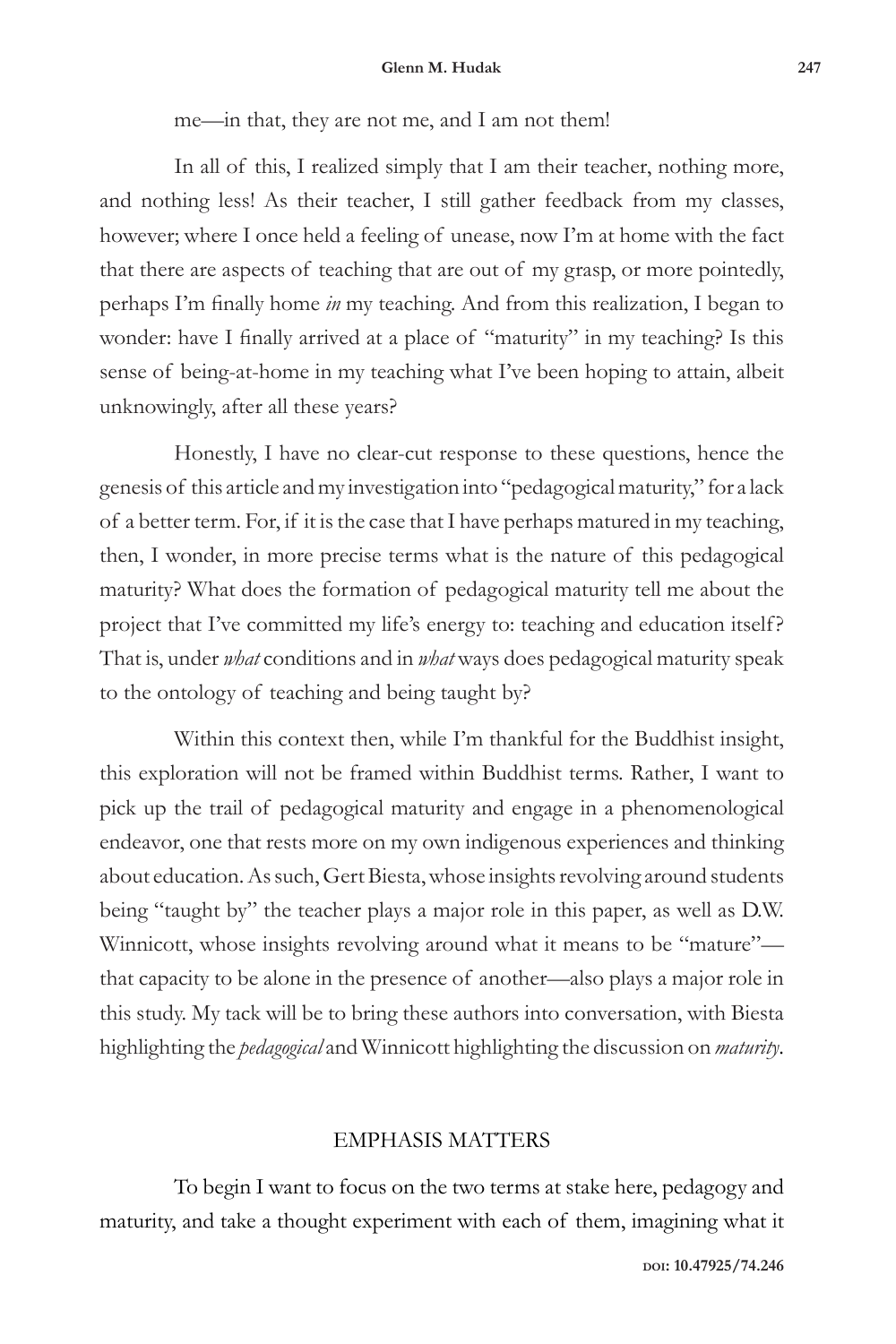me—in that, they are not me, and I am not them!

In all of this, I realized simply that I am their teacher, nothing more, and nothing less! As their teacher, I still gather feedback from my classes, however; where I once held a feeling of unease, now I'm at home with the fact that there are aspects of teaching that are out of my grasp, or more pointedly, perhaps I'm finally home *in* my teaching. And from this realization, I began to wonder: have I finally arrived at a place of "maturity" in my teaching? Is this sense of being-at-home in my teaching what I've been hoping to attain, albeit unknowingly, after all these years?

Honestly, I have no clear-cut response to these questions, hence the genesis of this article and my investigation into "pedagogical maturity," for a lack of a better term. For, if it is the case that I have perhaps matured in my teaching, then, I wonder, in more precise terms what is the nature of this pedagogical maturity? What does the formation of pedagogical maturity tell me about the project that I've committed my life's energy to: teaching and education itself? That is, under *what* conditions and in *what* ways does pedagogical maturity speak to the ontology of teaching and being taught by?

Within this context then, while I'm thankful for the Buddhist insight, this exploration will not be framed within Buddhist terms. Rather, I want to pick up the trail of pedagogical maturity and engage in a phenomenological endeavor, one that rests more on my own indigenous experiences and thinking about education. As such, Gert Biesta, whose insights revolving around students being "taught by" the teacher plays a major role in this paper, as well as D.W. Winnicott, whose insights revolving around what it means to be "mature"—that capacity to be alone in the presence of another—also plays a major role in this study. My tack will be to bring these authors into conversation, with Biesta highlighting the *pedagogical* and Winnicott highlighting the discussion on *maturity*.

## EMPHASIS MATTERS

To begin I want to focus on the two terms at stake here, pedagogy and maturity, and take a thought experiment with each of them, imagining what it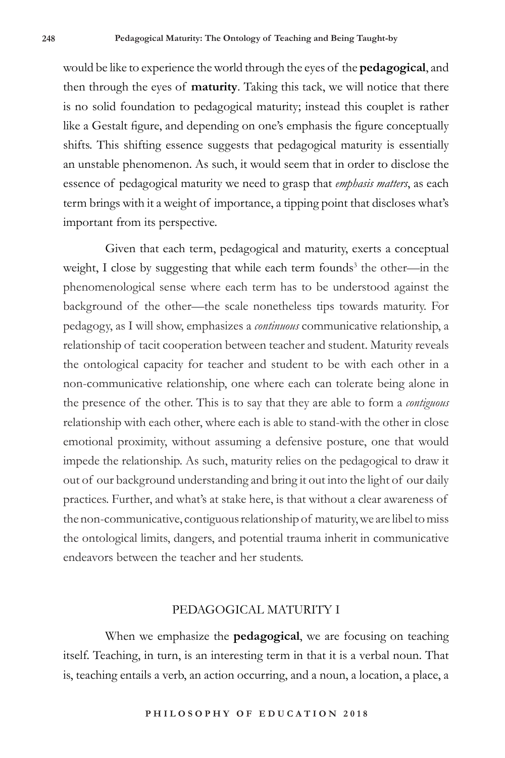would be like to experience the world through the eyes of the **pedagogical**, and then through the eyes of **maturity**. Taking this tack, we will notice that there is no solid foundation to pedagogical maturity; instead this couplet is rather like a Gestalt figure, and depending on one's emphasis the figure conceptually shifts. This shifting essence suggests that pedagogical maturity is essentially an unstable phenomenon. As such, it would seem that in order to disclose the essence of pedagogical maturity we need to grasp that *emphasis matters*, as each term brings with it a weight of importance, a tipping point that discloses what's important from its perspective.

Given that each term, pedagogical and maturity, exerts a conceptual weight, I close by suggesting that while each term founds[3] the other—in the phenomenological sense where each term has to be understood against the background of the other—the scale nonetheless tips towards maturity. For pedagogy, as I will show, emphasizes a *continuous* communicative relationship, a relationship of tacit cooperation between teacher and student. Maturity reveals the ontological capacity for teacher and student to be with each other in a non-communicative relationship, one where each can tolerate being alone in the presence of the other. This is to say that they are able to form a *contiguous* relationship with each other, where each is able to stand-with the other in close emotional proximity, without assuming a defensive posture, one that would impede the relationship. As such, maturity relies on the pedagogical to draw it out of our background understanding and bring it out into the light of our daily practices. Further, and what's at stake here, is that without a clear awareness of the non-communicative, contiguous relationship of maturity, we are libel to miss the ontological limits, dangers, and potential trauma inherit in communicative endeavors between the teacher and her students.

## PEDAGOGICAL MATURITY I

When we emphasize the **pedagogical**, we are focusing on teaching itself. Teaching, in turn, is an interesting term in that it is a verbal noun. That is, teaching entails a verb, an action occurring, and a noun, a location, a place, a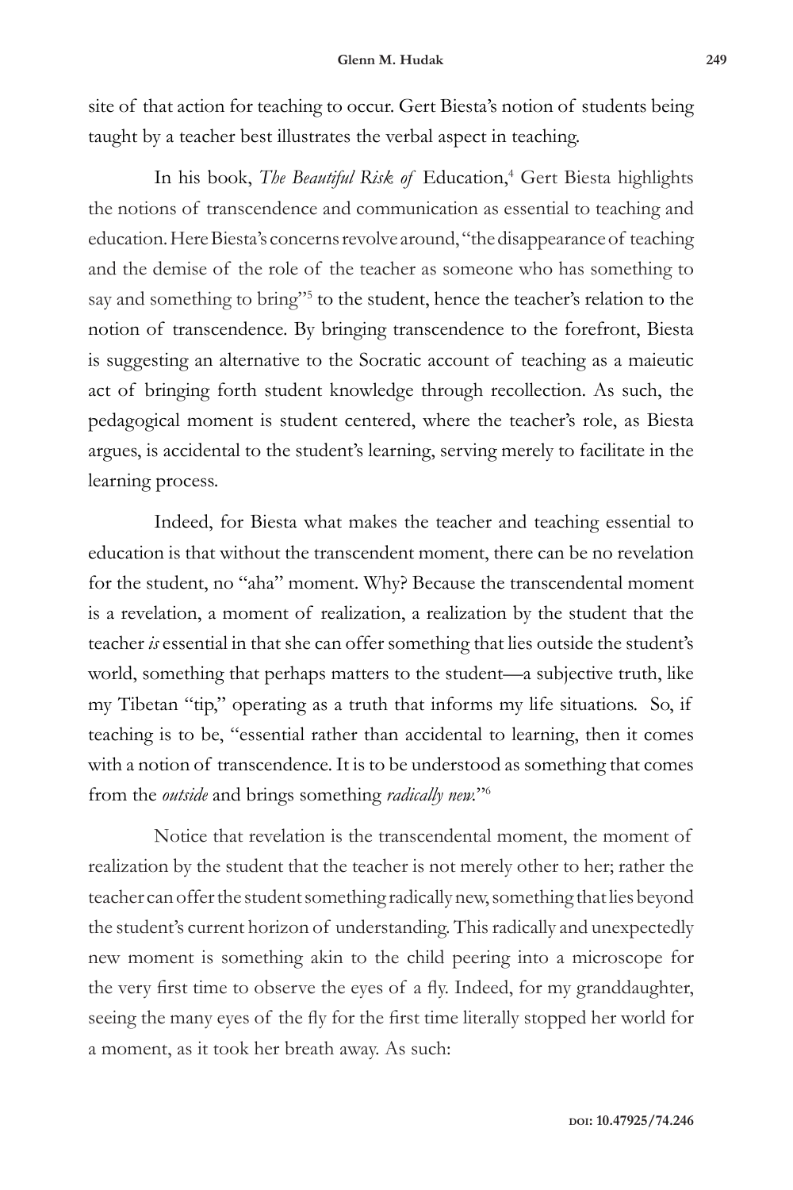site of that action for teaching to occur. Gert Biesta's notion of students being taught by a teacher best illustrates the verbal aspect in teaching.

In his book, *The Beautiful Risk of* Education,[4] Gert Biesta highlights the notions of transcendence and communication as essential to teaching and education. Here Biesta's concerns revolve around, "the disappearance of teaching and the demise of the role of the teacher as someone who has something to say and something to bring"[5] to the student, hence the teacher's relation to the notion of transcendence. By bringing transcendence to the forefront, Biesta is suggesting an alternative to the Socratic account of teaching as a maieutic act of bringing forth student knowledge through recollection. As such, the pedagogical moment is student centered, where the teacher's role, as Biesta argues, is accidental to the student's learning, serving merely to facilitate in the learning process.

Indeed, for Biesta what makes the teacher and teaching essential to education is that without the transcendent moment, there can be no revelation for the student, no "aha" moment. Why? Because the transcendental moment is a revelation, a moment of realization, a realization by the student that the teacher *is* essential in that she can offer something that lies outside the student's world, something that perhaps matters to the student—a subjective truth, like my Tibetan "tip," operating as a truth that informs my life situations. So, if teaching is to be, "essential rather than accidental to learning, then it comes with a notion of transcendence. It is to be understood as something that comes from the *outside* and brings something *radically new*."[6]

Notice that revelation is the transcendental moment, the moment of realization by the student that the teacher is not merely other to her; rather the teacher can offer the student something radically new, something that lies beyond the student's current horizon of understanding. This radically and unexpectedly new moment is something akin to the child peering into a microscope for the very first time to observe the eyes of a fly. Indeed, for my granddaughter, seeing the many eyes of the fly for the first time literally stopped her world for a moment, as it took her breath away. As such: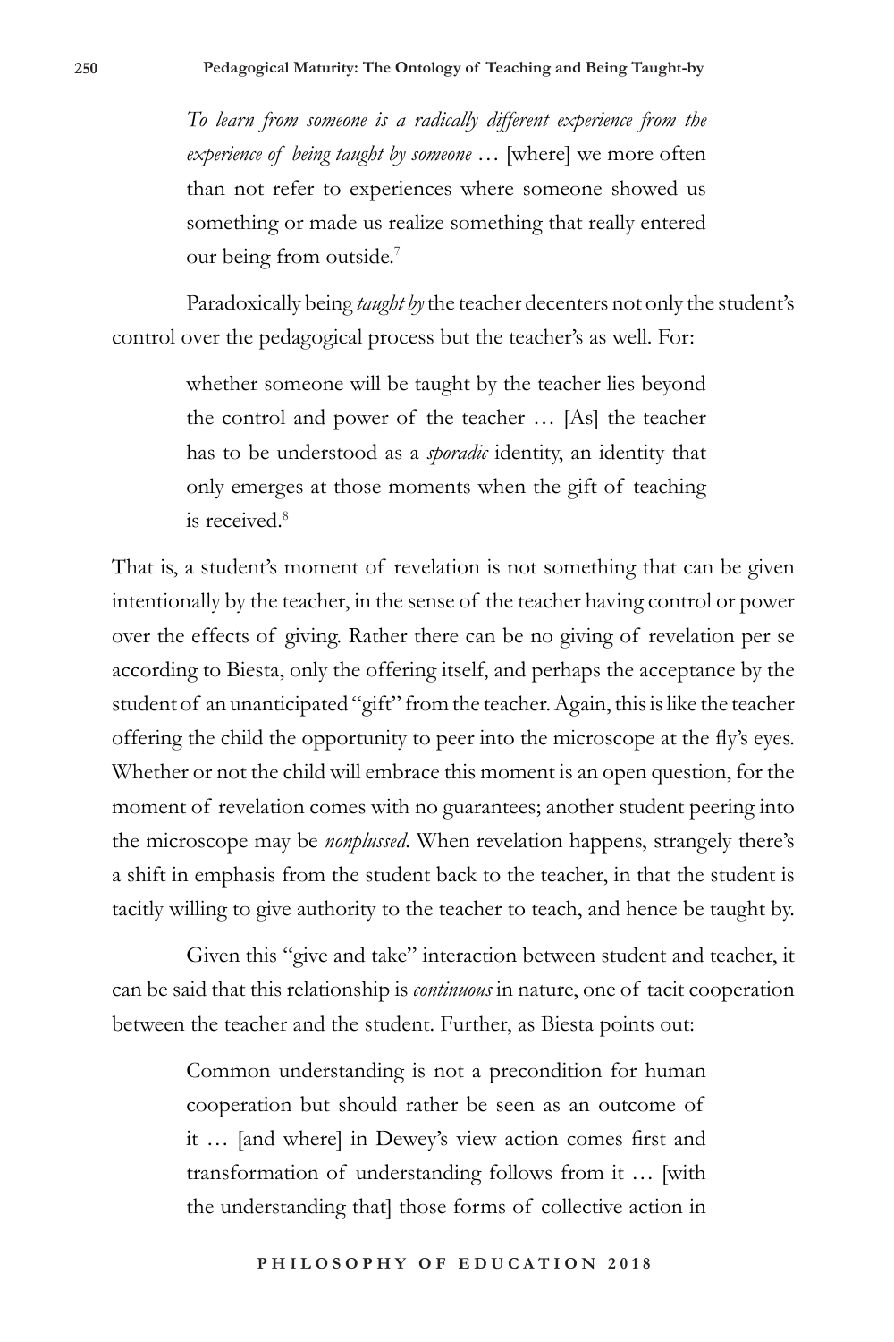> *To learn from someone is a radically different experience from the experience of being taught by someone* … [where] we more often than not refer to experiences where someone showed us something or made us realize something that really entered our being from outside.[7]

Paradoxically being *taught by* the teacher decenters not only the student's control over the pedagogical process but the teacher's as well. For:

> whether someone will be taught by the teacher lies beyond the control and power of the teacher … [As] the teacher has to be understood as a *sporadic* identity, an identity that only emerges at those moments when the gift of teaching is received.[8]

That is, a student's moment of revelation is not something that can be given intentionally by the teacher, in the sense of the teacher having control or power over the effects of giving. Rather there can be no giving of revelation per se according to Biesta, only the offering itself, and perhaps the acceptance by the student of an unanticipated "gift" from the teacher. Again, this is like the teacher offering the child the opportunity to peer into the microscope at the fly's eyes. Whether or not the child will embrace this moment is an open question, for the moment of revelation comes with no guarantees; another student peering into the microscope may be *nonplussed*. When revelation happens, strangely there's a shift in emphasis from the student back to the teacher, in that the student is tacitly willing to give authority to the teacher to teach, and hence be taught by.

Given this "give and take" interaction between student and teacher, it can be said that this relationship is *continuous* in nature, one of tacit cooperation between the teacher and the student. Further, as Biesta points out:

> Common understanding is not a precondition for human cooperation but should rather be seen as an outcome of it … [and where] in Dewey's view action comes first and transformation of understanding follows from it … [with the understanding that] those forms of collective action in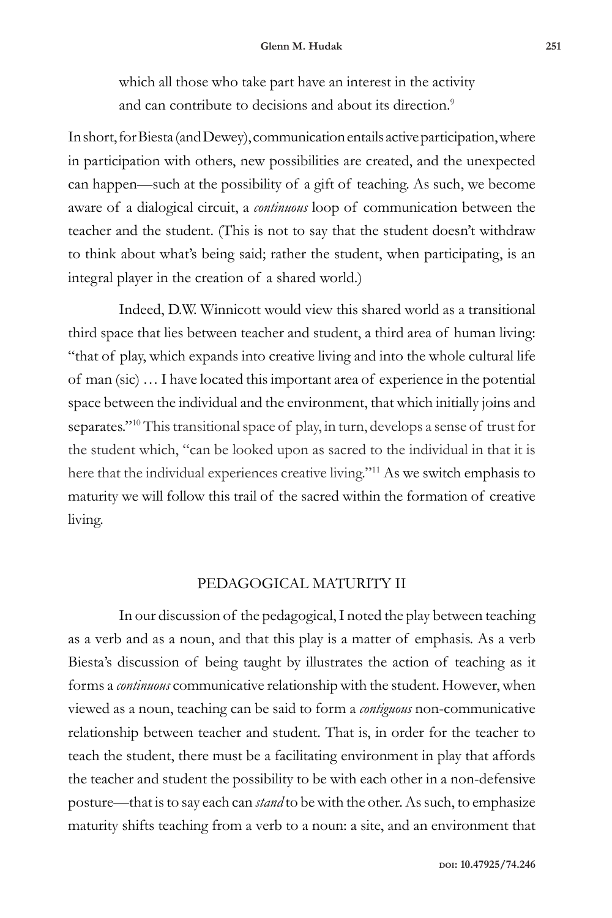which all those who take part have an interest in the activity and can contribute to decisions and about its direction.[9]

In short, for Biesta (and Dewey), communication entails active participation, where in participation with others, new possibilities are created, and the unexpected can happen—such at the possibility of a gift of teaching. As such, we become aware of a dialogical circuit, a *continuous* loop of communication between the teacher and the student. (This is not to say that the student doesn't withdraw to think about what's being said; rather the student, when participating, is an integral player in the creation of a shared world.)

Indeed, D.W. Winnicott would view this shared world as a transitional third space that lies between teacher and student, a third area of human living: "that of play, which expands into creative living and into the whole cultural life of man (sic) … I have located this important area of experience in the potential space between the individual and the environment, that which initially joins and separates."[10] This transitional space of play, in turn, develops a sense of trust for the student which, "can be looked upon as sacred to the individual in that it is here that the individual experiences creative living."[11] As we switch emphasis to maturity we will follow this trail of the sacred within the formation of creative living.

## PEDAGOGICAL MATURITY II

In our discussion of the pedagogical, I noted the play between teaching as a verb and as a noun, and that this play is a matter of emphasis. As a verb Biesta's discussion of being taught by illustrates the action of teaching as it forms a *continuous* communicative relationship with the student. However, when viewed as a noun, teaching can be said to form a *contiguous* non-communicative relationship between teacher and student. That is, in order for the teacher to teach the student, there must be a facilitating environment in play that affords the teacher and student the possibility to be with each other in a non-defensive posture—that is to say each can *stand* to be with the other. As such, to emphasize maturity shifts teaching from a verb to a noun: a site, and an environment that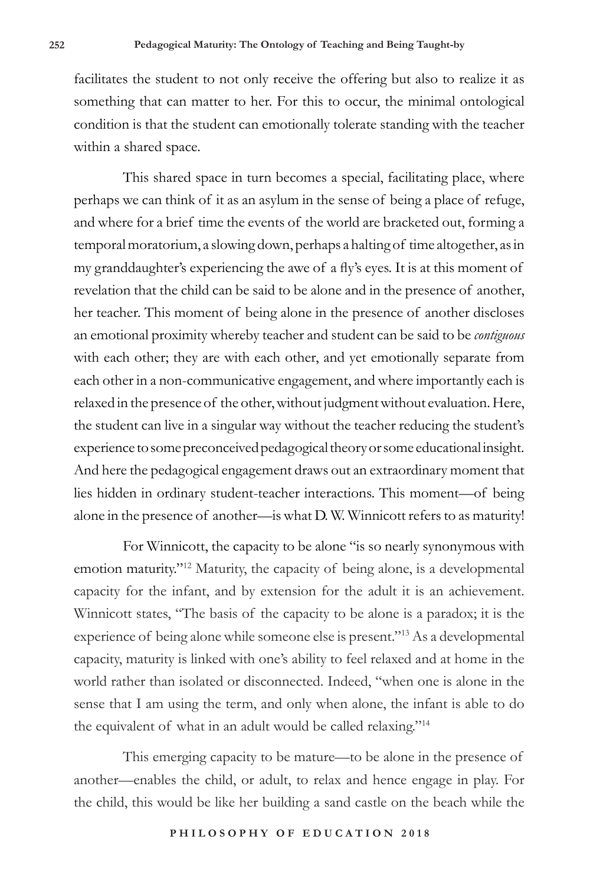facilitates the student to not only receive the offering but also to realize it as something that can matter to her. For this to occur, the minimal ontological condition is that the student can emotionally tolerate standing with the teacher within a shared space.

This shared space in turn becomes a special, facilitating place, where perhaps we can think of it as an asylum in the sense of being a place of refuge, and where for a brief time the events of the world are bracketed out, forming a temporal moratorium, a slowing down, perhaps a halting of time altogether, as in my granddaughter's experiencing the awe of a fly's eyes. It is at this moment of revelation that the child can be said to be alone and in the presence of another, her teacher. This moment of being alone in the presence of another discloses an emotional proximity whereby teacher and student can be said to be *contiguous* with each other; they are with each other, and yet emotionally separate from each other in a non-communicative engagement, and where importantly each is relaxed in the presence of the other, without judgment without evaluation. Here, the student can live in a singular way without the teacher reducing the student's experience to some preconceived pedagogical theory or some educational insight. And here the pedagogical engagement draws out an extraordinary moment that lies hidden in ordinary student-teacher interactions. This moment—of being alone in the presence of another—is what D. W. Winnicott refers to as maturity!

For Winnicott, the capacity to be alone "is so nearly synonymous with emotion maturity."[12] Maturity, the capacity of being alone, is a developmental capacity for the infant, and by extension for the adult it is an achievement. Winnicott states, "The basis of the capacity to be alone is a paradox; it is the experience of being alone while someone else is present."[13] As a developmental capacity, maturity is linked with one's ability to feel relaxed and at home in the world rather than isolated or disconnected. Indeed, "when one is alone in the sense that I am using the term, and only when alone, the infant is able to do the equivalent of what in an adult would be called relaxing."[14]

This emerging capacity to be mature—to be alone in the presence of another—enables the child, or adult, to relax and hence engage in play. For the child, this would be like her building a sand castle on the beach while the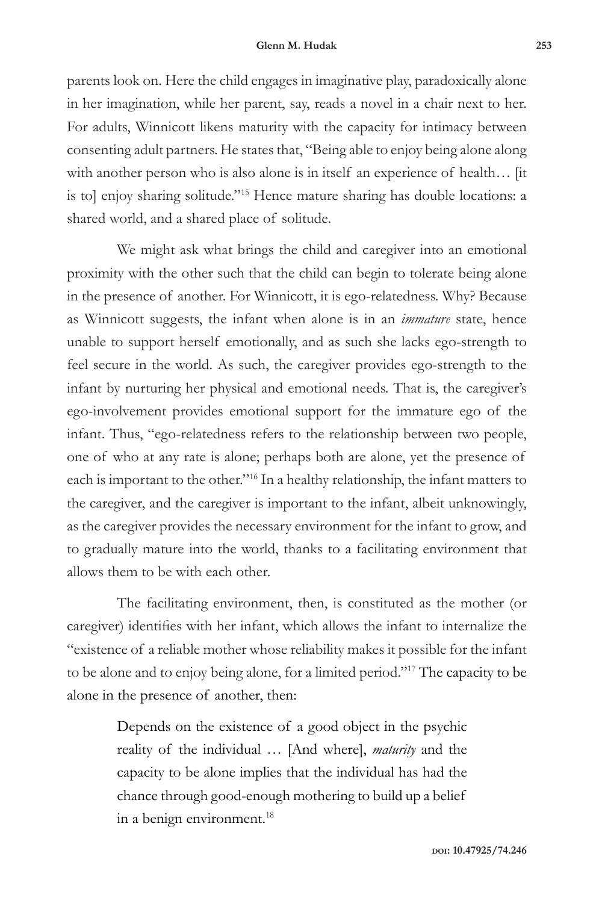parents look on. Here the child engages in imaginative play, paradoxically alone in her imagination, while her parent, say, reads a novel in a chair next to her. For adults, Winnicott likens maturity with the capacity for intimacy between consenting adult partners. He states that, "Being able to enjoy being alone along with another person who is also alone is in itself an experience of health… [it is to] enjoy sharing solitude."[15] Hence mature sharing has double locations: a shared world, and a shared place of solitude.

We might ask what brings the child and caregiver into an emotional proximity with the other such that the child can begin to tolerate being alone in the presence of another. For Winnicott, it is ego-relatedness. Why? Because as Winnicott suggests, the infant when alone is in an *immature* state, hence unable to support herself emotionally, and as such she lacks ego-strength to feel secure in the world. As such, the caregiver provides ego-strength to the infant by nurturing her physical and emotional needs. That is, the caregiver's ego-involvement provides emotional support for the immature ego of the infant. Thus, "ego-relatedness refers to the relationship between two people, one of who at any rate is alone; perhaps both are alone, yet the presence of each is important to the other."[16] In a healthy relationship, the infant matters to the caregiver, and the caregiver is important to the infant, albeit unknowingly, as the caregiver provides the necessary environment for the infant to grow, and to gradually mature into the world, thanks to a facilitating environment that allows them to be with each other.

The facilitating environment, then, is constituted as the mother (or caregiver) identifies with her infant, which allows the infant to internalize the "existence of a reliable mother whose reliability makes it possible for the infant to be alone and to enjoy being alone, for a limited period."[17] The capacity to be alone in the presence of another, then:

> Depends on the existence of a good object in the psychic reality of the individual … [And where], *maturity* and the capacity to be alone implies that the individual has had the chance through good-enough mothering to build up a belief in a benign environment.[18]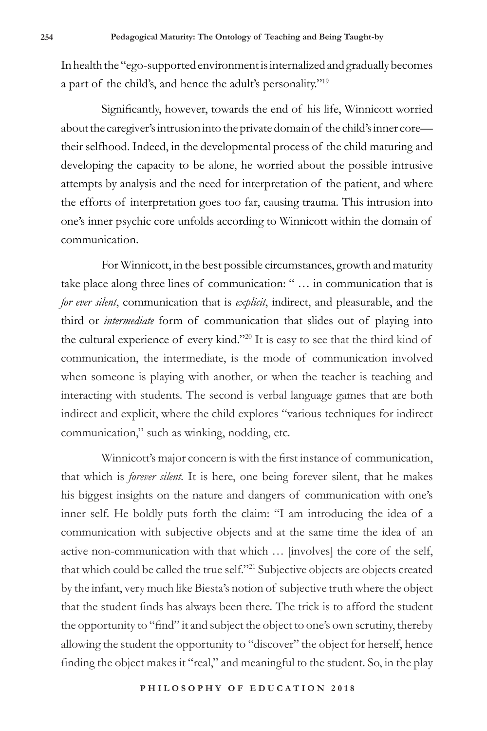In health the "ego-supported environment is internalized and gradually becomes a part of the child's, and hence the adult's personality."[19]

Significantly, however, towards the end of his life, Winnicott worried about the caregiver's intrusion into the private domain of the child's inner core—their selfhood. Indeed, in the developmental process of the child maturing and developing the capacity to be alone, he worried about the possible intrusive attempts by analysis and the need for interpretation of the patient, and where the efforts of interpretation goes too far, causing trauma. This intrusion into one's inner psychic core unfolds according to Winnicott within the domain of communication.

For Winnicott, in the best possible circumstances, growth and maturity take place along three lines of communication: " … in communication that is *for ever silent*, communication that is *explicit*, indirect, and pleasurable, and the third or *intermediate* form of communication that slides out of playing into the cultural experience of every kind."[20] It is easy to see that the third kind of communication, the intermediate, is the mode of communication involved when someone is playing with another, or when the teacher is teaching and interacting with students. The second is verbal language games that are both indirect and explicit, where the child explores "various techniques for indirect communication," such as winking, nodding, etc.

Winnicott's major concern is with the first instance of communication, that which is *forever silent*. It is here, one being forever silent, that he makes his biggest insights on the nature and dangers of communication with one's inner self. He boldly puts forth the claim: "I am introducing the idea of a communication with subjective objects and at the same time the idea of an active non-communication with that which … [involves] the core of the self, that which could be called the true self."[21] Subjective objects are objects created by the infant, very much like Biesta's notion of subjective truth where the object that the student finds has always been there. The trick is to afford the student the opportunity to "find" it and subject the object to one's own scrutiny, thereby allowing the student the opportunity to "discover" the object for herself, hence finding the object makes it "real," and meaningful to the student. So, in the play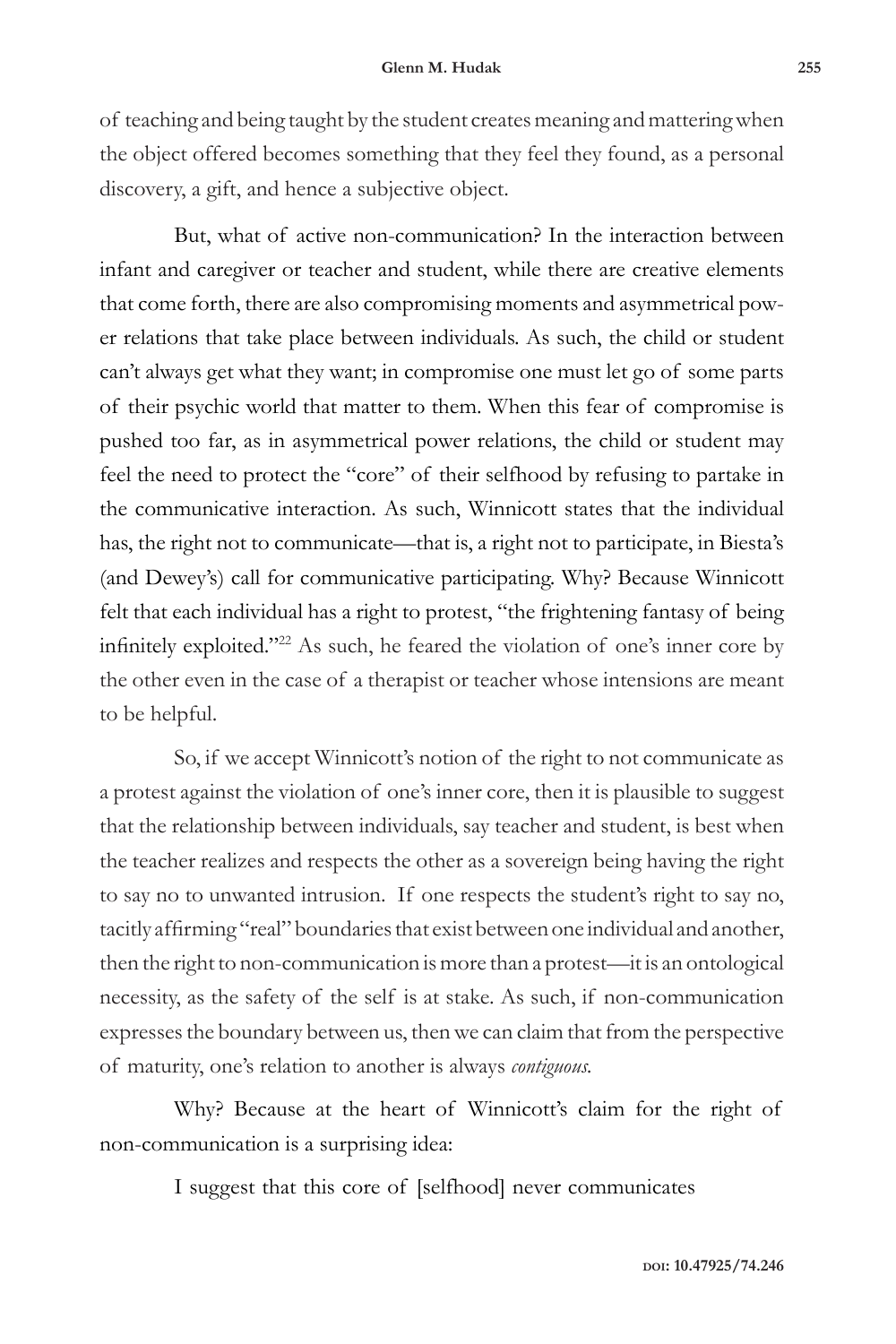of teaching and being taught by the student creates meaning and mattering when the object offered becomes something that they feel they found, as a personal discovery, a gift, and hence a subjective object.

But, what of active non-communication? In the interaction between infant and caregiver or teacher and student, while there are creative elements that come forth, there are also compromising moments and asymmetrical power relations that take place between individuals. As such, the child or student can't always get what they want; in compromise one must let go of some parts of their psychic world that matter to them. When this fear of compromise is pushed too far, as in asymmetrical power relations, the child or student may feel the need to protect the "core" of their selfhood by refusing to partake in the communicative interaction. As such, Winnicott states that the individual has, the right not to communicate—that is, a right not to participate, in Biesta's (and Dewey's) call for communicative participating. Why? Because Winnicott felt that each individual has a right to protest, "the frightening fantasy of being infinitely exploited."[22] As such, he feared the violation of one's inner core by the other even in the case of a therapist or teacher whose intensions are meant to be helpful.

So, if we accept Winnicott's notion of the right to not communicate as a protest against the violation of one's inner core, then it is plausible to suggest that the relationship between individuals, say teacher and student, is best when the teacher realizes and respects the other as a sovereign being having the right to say no to unwanted intrusion. If one respects the student's right to say no, tacitly affirming "real" boundaries that exist between one individual and another, then the right to non-communication is more than a protest—it is an ontological necessity, as the safety of the self is at stake. As such, if non-communication expresses the boundary between us, then we can claim that from the perspective of maturity, one's relation to another is always *contiguous*.

Why? Because at the heart of Winnicott's claim for the right of non-communication is a surprising idea:

I suggest that this core of [selfhood] never communicates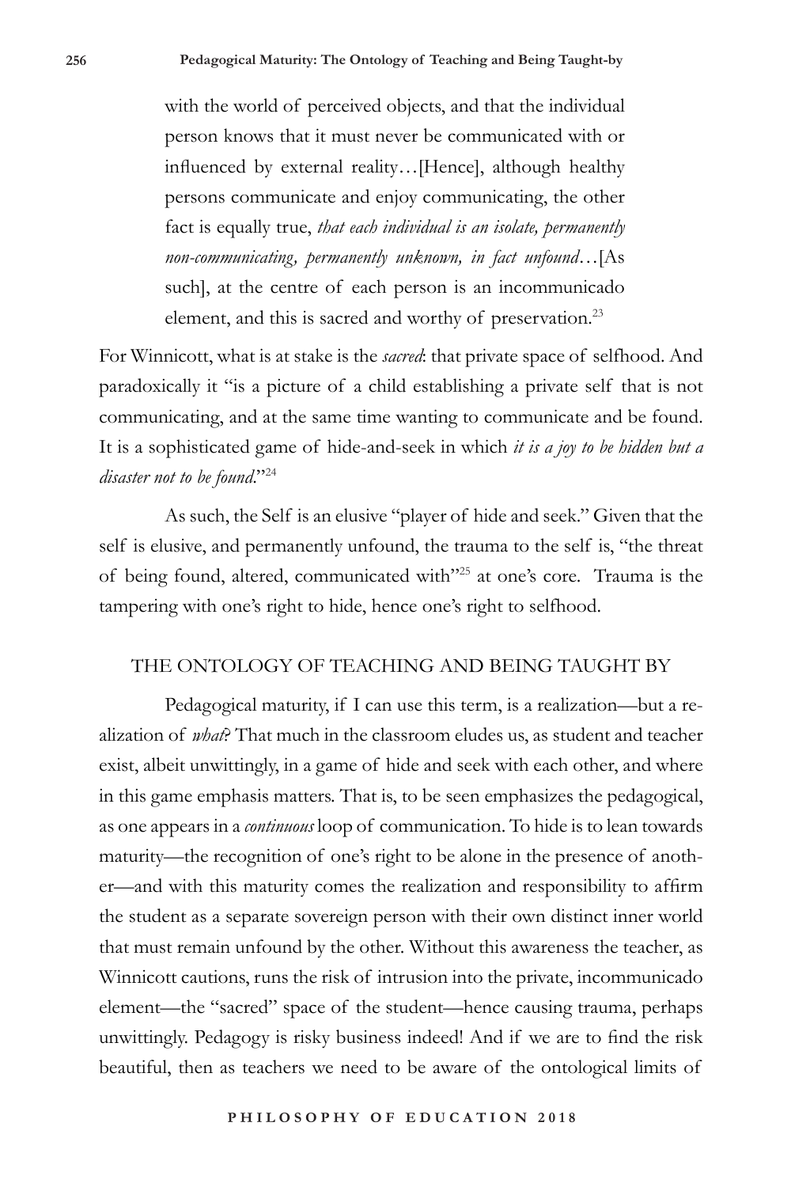> with the world of perceived objects, and that the individual person knows that it must never be communicated with or influenced by external reality…[Hence], although healthy persons communicate and enjoy communicating, the other fact is equally true, *that each individual is an isolate, permanently non-communicating, permanently unknown, in fact unfound*…[As such], at the centre of each person is an incommunicado element, and this is sacred and worthy of preservation.[23]

For Winnicott, what is at stake is the *sacred*: that private space of selfhood. And paradoxically it "is a picture of a child establishing a private self that is not communicating, and at the same time wanting to communicate and be found. It is a sophisticated game of hide-and-seek in which *it is a joy to be hidden but a disaster not to be found*."[24]

As such, the Self is an elusive "player of hide and seek." Given that the self is elusive, and permanently unfound, the trauma to the self is, "the threat of being found, altered, communicated with"[25] at one's core. Trauma is the tampering with one's right to hide, hence one's right to selfhood.

## THE ONTOLOGY OF TEACHING AND BEING TAUGHT BY

Pedagogical maturity, if I can use this term, is a realization—but a realization of *what*? That much in the classroom eludes us, as student and teacher exist, albeit unwittingly, in a game of hide and seek with each other, and where in this game emphasis matters. That is, to be seen emphasizes the pedagogical, as one appears in a *continuous* loop of communication. To hide is to lean towards maturity—the recognition of one's right to be alone in the presence of another—and with this maturity comes the realization and responsibility to affirm the student as a separate sovereign person with their own distinct inner world that must remain unfound by the other. Without this awareness the teacher, as Winnicott cautions, runs the risk of intrusion into the private, incommunicado element—the "sacred" space of the student—hence causing trauma, perhaps unwittingly. Pedagogy is risky business indeed! And if we are to find the risk beautiful, then as teachers we need to be aware of the ontological limits of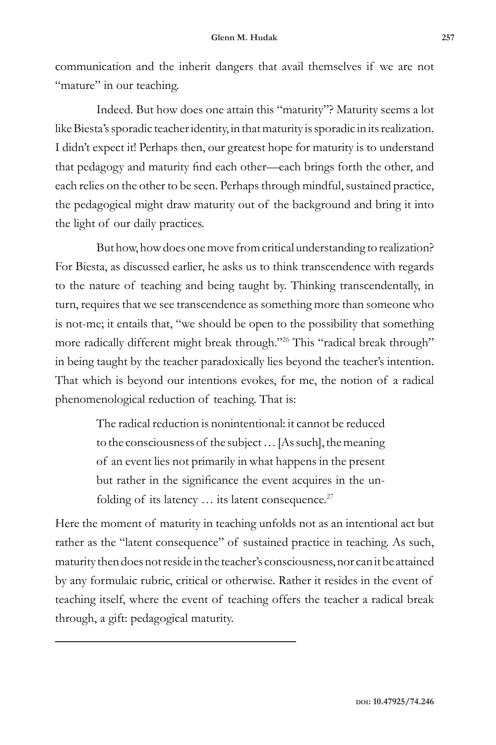communication and the inherit dangers that avail themselves if we are not "mature" in our teaching.

Indeed. But how does one attain this "maturity"? Maturity seems a lot like Biesta's sporadic teacher identity, in that maturity is sporadic in its realization. I didn't expect it! Perhaps then, our greatest hope for maturity is to understand that pedagogy and maturity find each other—each brings forth the other, and each relies on the other to be seen. Perhaps through mindful, sustained practice, the pedagogical might draw maturity out of the background and bring it into the light of our daily practices.

But how, how does one move from critical understanding to realization? For Biesta, as discussed earlier, he asks us to think transcendence with regards to the nature of teaching and being taught by. Thinking transcendentally, in turn, requires that we see transcendence as something more than someone who is not-me; it entails that, "we should be open to the possibility that something more radically different might break through."[26] This "radical break through" in being taught by the teacher paradoxically lies beyond the teacher's intention. That which is beyond our intentions evokes, for me, the notion of a radical phenomenological reduction of teaching. That is:

> The radical reduction is nonintentional: it cannot be reduced to the consciousness of the subject … [As such], the meaning of an event lies not primarily in what happens in the present but rather in the significance the event acquires in the unfolding of its latency … its latent consequence.[27]

Here the moment of maturity in teaching unfolds not as an intentional act but rather as the "latent consequence" of sustained practice in teaching. As such, maturity then does not reside in the teacher's consciousness, nor can it be attained by any formulaic rubric, critical or otherwise. Rather it resides in the event of teaching itself, where the event of teaching offers the teacher a radical break through, a gift: pedagogical maturity.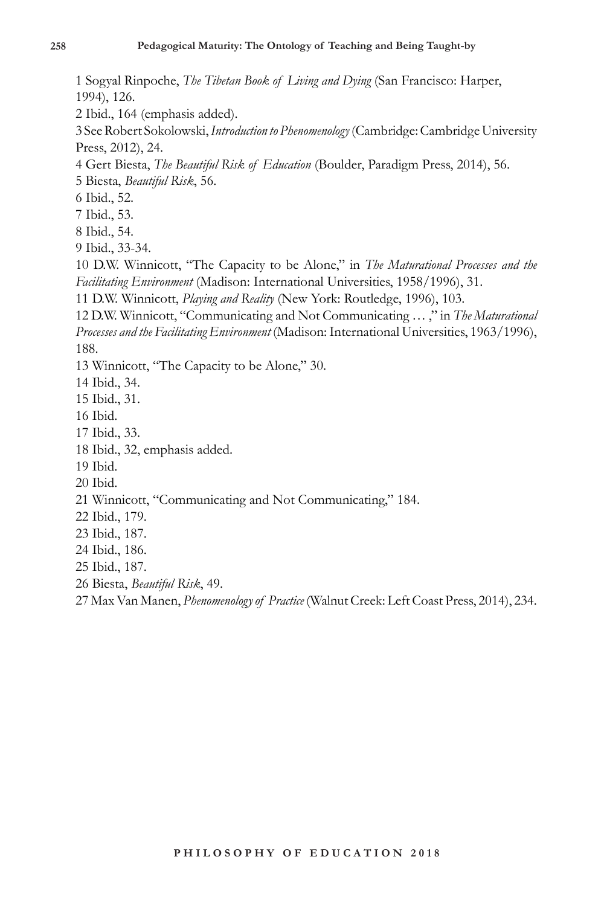1 Sogyal Rinpoche, *The Tibetan Book of Living and Dying* (San Francisco: Harper, 1994), 126.

2 Ibid., 164 (emphasis added).

3 See Robert Sokolowski, *Introduction to Phenomenology* (Cambridge: Cambridge University Press, 2012), 24.

4 Gert Biesta, *The Beautiful Risk of Education* (Boulder, Paradigm Press, 2014), 56.

5 Biesta, *Beautiful Risk*, 56.

6 Ibid., 52.

7 Ibid., 53.

8 Ibid., 54.

9 Ibid., 33-34.

10 D.W. Winnicott, "The Capacity to be Alone," in *The Maturational Processes and the Facilitating Environment* (Madison: International Universities, 1958/1996), 31.

11 D.W. Winnicott, *Playing and Reality* (New York: Routledge, 1996), 103.

12 D.W. Winnicott, "Communicating and Not Communicating … ," in *The Maturational Processes and the Facilitating Environment* (Madison: International Universities, 1963/1996), 188.

13 Winnicott, "The Capacity to be Alone," 30.

14 Ibid., 34.

15 Ibid., 31.

16 Ibid.

17 Ibid., 33.

18 Ibid., 32, emphasis added.

19 Ibid.

20 Ibid.

21 Winnicott, "Communicating and Not Communicating," 184.

22 Ibid., 179.

23 Ibid., 187.

24 Ibid., 186.

25 Ibid., 187.

26 Biesta, *Beautiful Risk*, 49.

27 Max Van Manen, *Phenomenology of Practice* (Walnut Creek: Left Coast Press, 2014), 234.